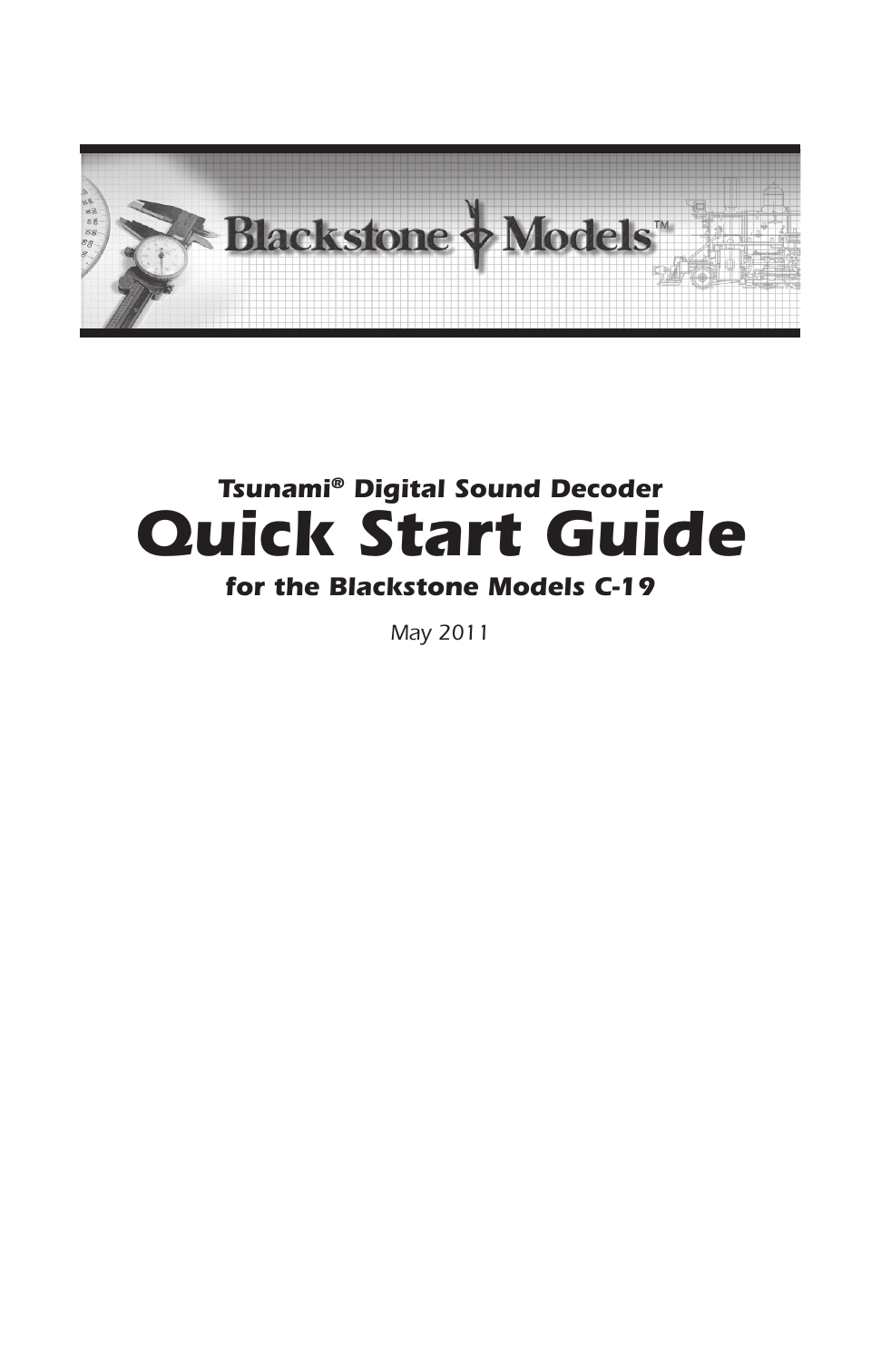Blackstone Models™

## *Tsunami® Digital Sound Decoder*

# *Quick Start Guide*

## *for the Blackstone Models C-19*

*May 2011*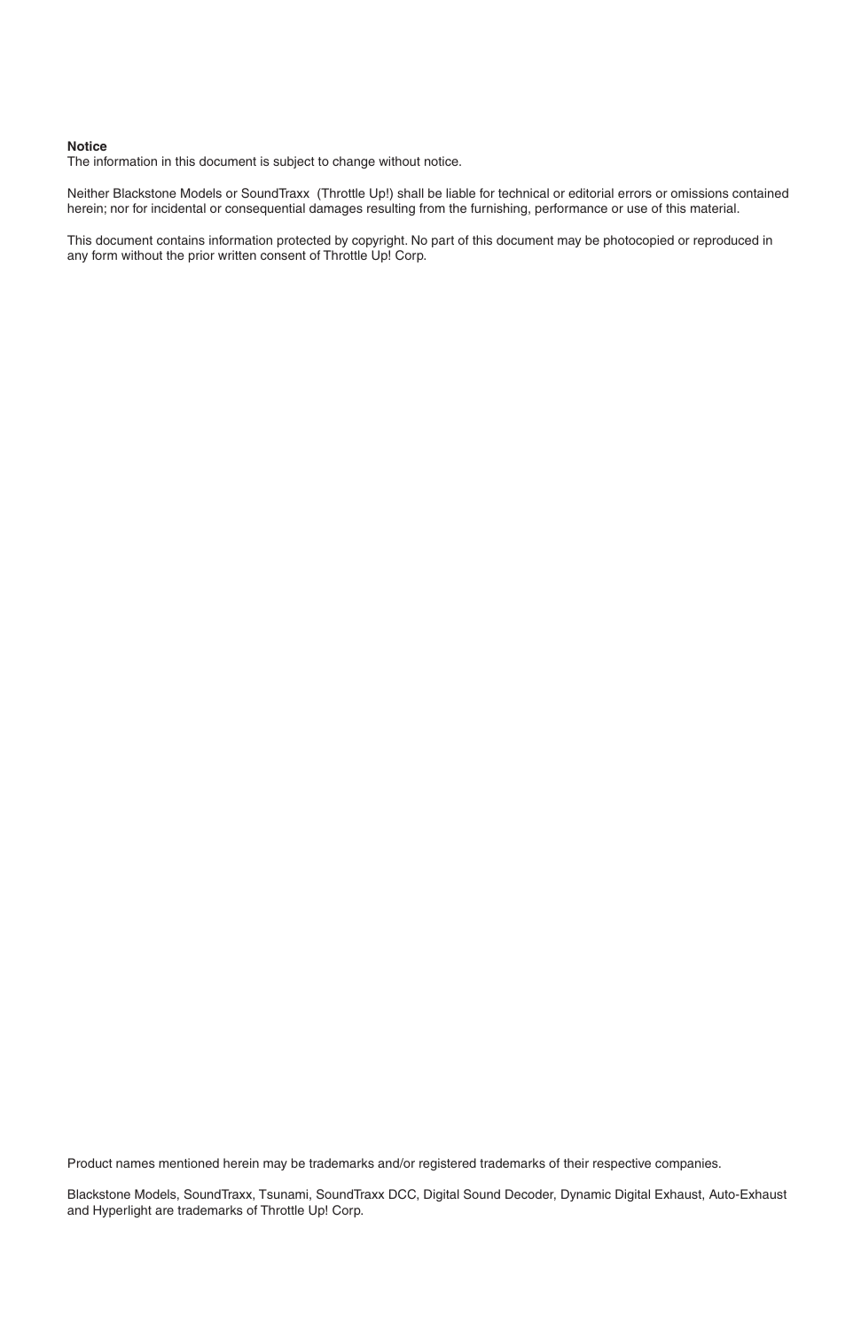**Notice**

The information in this document is subject to change without notice.

Neither Blackstone Models or SoundTraxx (Throttle Up!) shall be liable for technical or editorial errors or omissions contained herein; nor for incidental or consequential damages resulting from the furnishing, performance or use of this material.

This document contains information protected by copyright. No part of this document may be photocopied or reproduced in any form without the prior written consent of Throttle Up! Corp.

Product names mentioned herein may be trademarks and/or registered trademarks of their respective companies.

Blackstone Models, SoundTraxx, Tsunami, SoundTraxx DCC, Digital Sound Decoder, Dynamic Digital Exhaust, Auto-Exhaust and Hyperlight are trademarks of Throttle Up! Corp.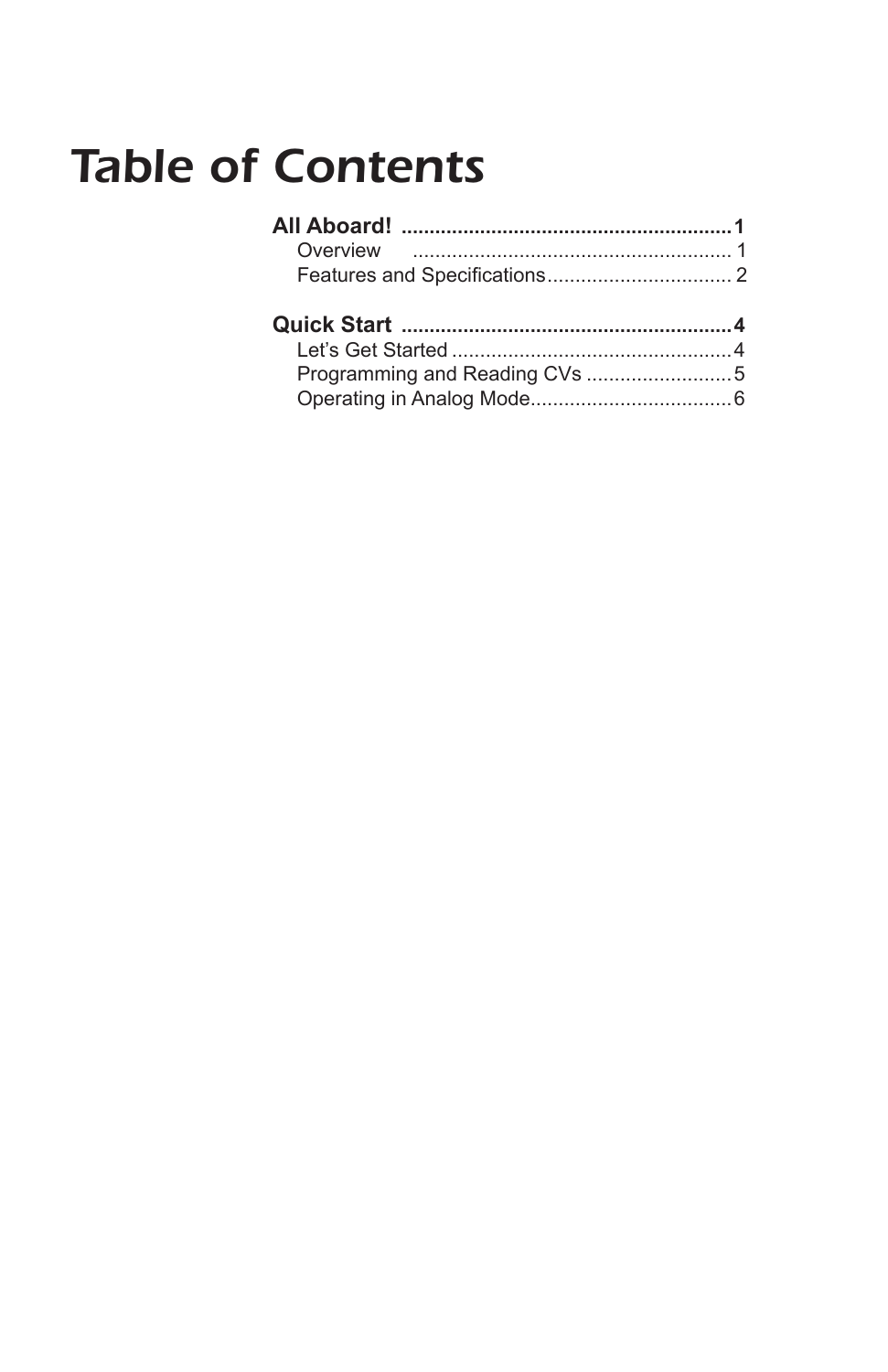# Table of Contents

**All Aboard! ........................................................... 1**

- Overview ........................................................ 1
- Features and Specifications ................................ 2

**Quick Start ........................................................... 4**

- Let's Get Started ................................................ 4
- Programming and Reading CVs .......................... 5
- Operating in Analog Mode .................................... 6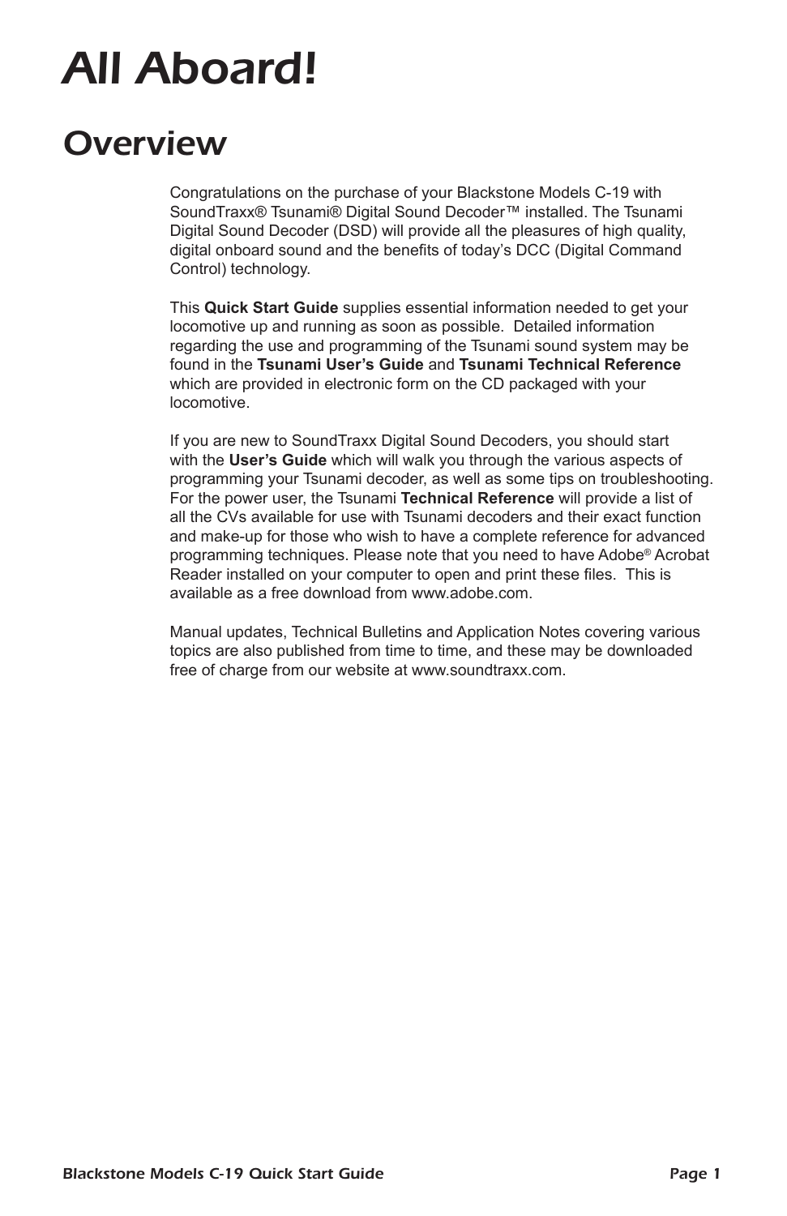# All Aboard!

## Overview

Congratulations on the purchase of your Blackstone Models C-19 with SoundTraxx® Tsunami® Digital Sound Decoder™ installed. The Tsunami Digital Sound Decoder (DSD) will provide all the pleasures of high quality, digital onboard sound and the benefits of today's DCC (Digital Command Control) technology.

This **Quick Start Guide** supplies essential information needed to get your locomotive up and running as soon as possible. Detailed information regarding the use and programming of the Tsunami sound system may be found in the **Tsunami User's Guide** and **Tsunami Technical Reference** which are provided in electronic form on the CD packaged with your locomotive.

If you are new to SoundTraxx Digital Sound Decoders, you should start with the **User's Guide** which will walk you through the various aspects of programming your Tsunami decoder, as well as some tips on troubleshooting. For the power user, the Tsunami **Technical Reference** will provide a list of all the CVs available for use with Tsunami decoders and their exact function and make-up for those who wish to have a complete reference for advanced programming techniques. Please note that you need to have Adobe® Acrobat Reader installed on your computer to open and print these files. This is available as a free download from www.adobe.com.

Manual updates, Technical Bulletins and Application Notes covering various topics are also published from time to time, and these may be downloaded free of charge from our website at www.soundtraxx.com.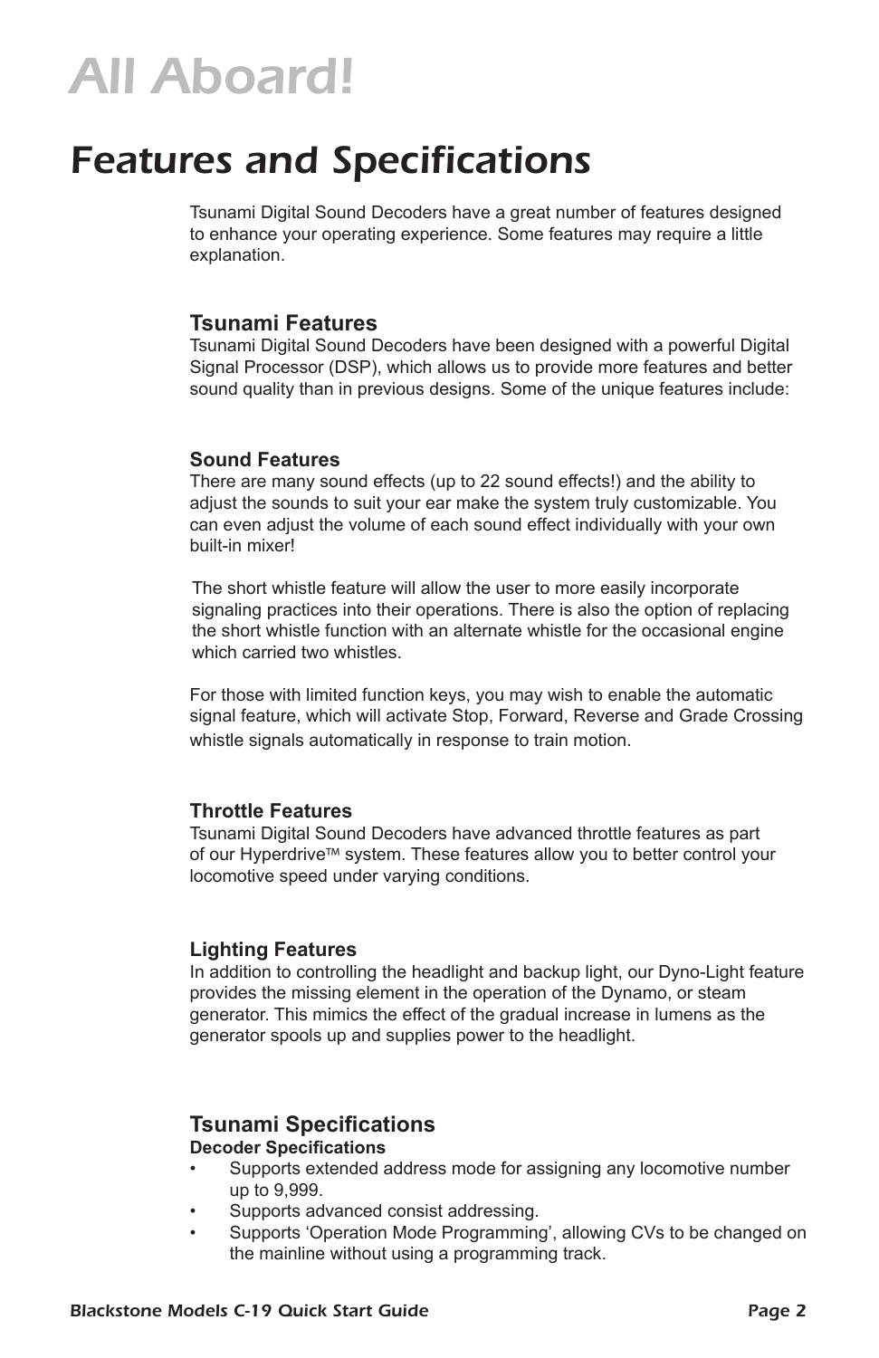# All Aboard!

## Features and Specifications

Tsunami Digital Sound Decoders have a great number of features designed to enhance your operating experience. Some features may require a little explanation.

### Tsunami Features

Tsunami Digital Sound Decoders have been designed with a powerful Digital Signal Processor (DSP), which allows us to provide more features and better sound quality than in previous designs. Some of the unique features include:

#### Sound Features

There are many sound effects (up to 22 sound effects!) and the ability to adjust the sounds to suit your ear make the system truly customizable. You can even adjust the volume of each sound effect individually with your own built-in mixer!

The short whistle feature will allow the user to more easily incorporate signaling practices into their operations. There is also the option of replacing the short whistle function with an alternate whistle for the occasional engine which carried two whistles.

For those with limited function keys, you may wish to enable the automatic signal feature, which will activate Stop, Forward, Reverse and Grade Crossing whistle signals automatically in response to train motion.

#### Throttle Features

Tsunami Digital Sound Decoders have advanced throttle features as part of our Hyperdrive™ system. These features allow you to better control your locomotive speed under varying conditions.

#### Lighting Features

In addition to controlling the headlight and backup light, our Dyno-Light feature provides the missing element in the operation of the Dynamo, or steam generator. This mimics the effect of the gradual increase in lumens as the generator spools up and supplies power to the headlight.

### Tsunami Specifications

**Decoder Specifications**

- Supports extended address mode for assigning any locomotive number up to 9,999.
- Supports advanced consist addressing.
- Supports 'Operation Mode Programming', allowing CVs to be changed on the mainline without using a programming track.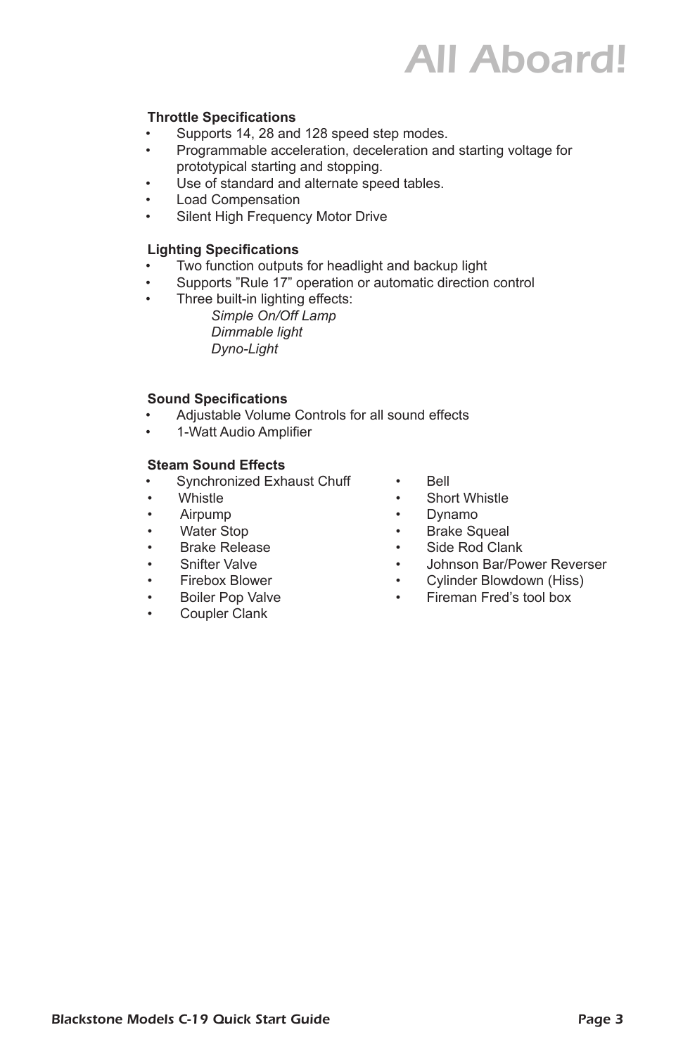# All Aboard!

**Throttle Specifications**

- Supports 14, 28 and 128 speed step modes.
- Programmable acceleration, deceleration and starting voltage for prototypical starting and stopping.
- Use of standard and alternate speed tables.
- Load Compensation
- Silent High Frequency Motor Drive

**Lighting Specifications**

- Two function outputs for headlight and backup light
- Supports "Rule 17" operation or automatic direction control
- Three built-in lighting effects:
  - *Simple On/Off Lamp*
  - *Dimmable light*
  - *Dyno-Light*

**Sound Specifications**

- Adjustable Volume Controls for all sound effects
- 1-Watt Audio Amplifier

**Steam Sound Effects**

- Synchronized Exhaust Chuff
- Whistle
- Airpump
- Water Stop
- Brake Release
- Snifter Valve
- Firebox Blower
- Boiler Pop Valve
- Coupler Clank
- Bell
- Short Whistle
- Dynamo
- Brake Squeal
- Side Rod Clank
- Johnson Bar/Power Reverser
- Cylinder Blowdown (Hiss)
- Fireman Fred's tool box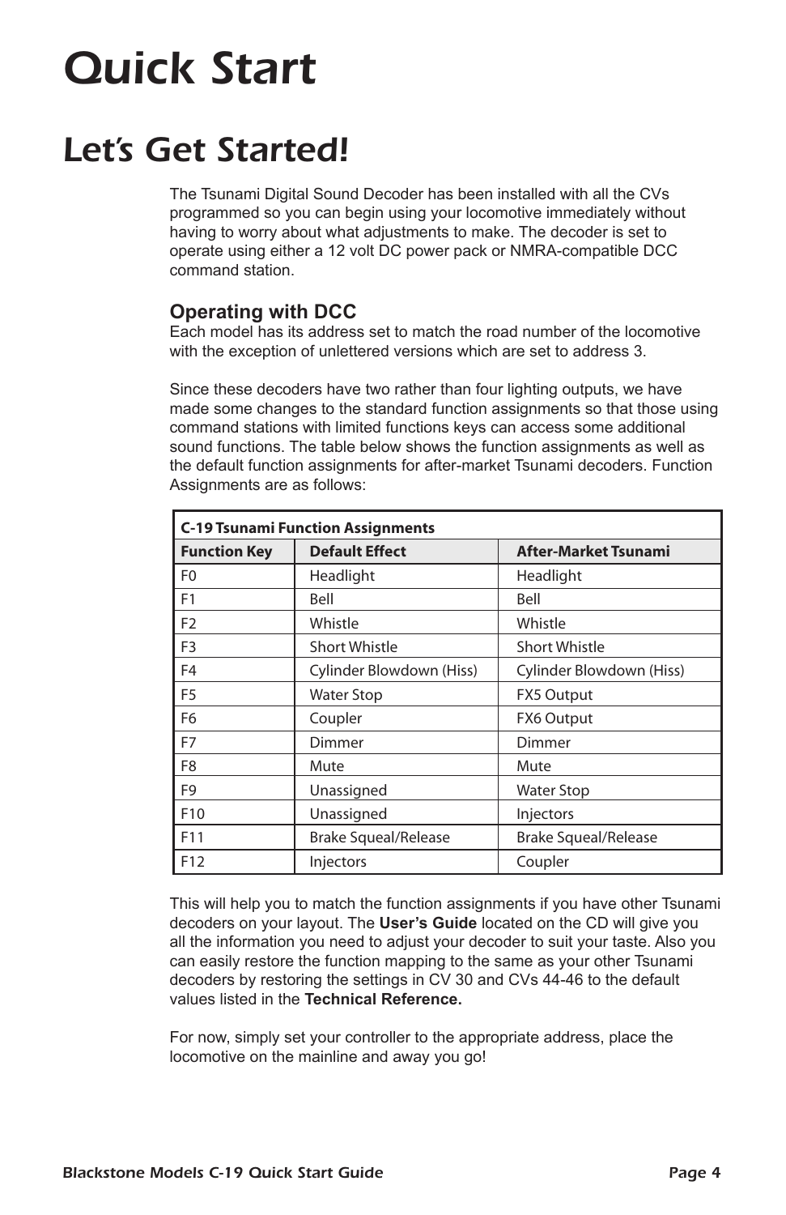# Quick Start

## Let's Get Started!

The Tsunami Digital Sound Decoder has been installed with all the CVs programmed so you can begin using your locomotive immediately without having to worry about what adjustments to make. The decoder is set to operate using either a 12 volt DC power pack or NMRA-compatible DCC command station.

### Operating with DCC

Each model has its address set to match the road number of the locomotive with the exception of unlettered versions which are set to address 3.

Since these decoders have two rather than four lighting outputs, we have made some changes to the standard function assignments so that those using command stations with limited functions keys can access some additional sound functions. The table below shows the function assignments as well as the default function assignments for after-market Tsunami decoders. Function Assignments are as follows:

| C-19 Tsunami Function Assignments | | |
|---|---|---|
| **Function Key** | **Default Effect** | **After-Market Tsunami** |
| F0 | Headlight | Headlight |
| F1 | Bell | Bell |
| F2 | Whistle | Whistle |
| F3 | Short Whistle | Short Whistle |
| F4 | Cylinder Blowdown (Hiss) | Cylinder Blowdown (Hiss) |
| F5 | Water Stop | FX5 Output |
| F6 | Coupler | FX6 Output |
| F7 | Dimmer | Dimmer |
| F8 | Mute | Mute |
| F9 | Unassigned | Water Stop |
| F10 | Unassigned | Injectors |
| F11 | Brake Squeal/Release | Brake Squeal/Release |
| F12 | Injectors | Coupler |

This will help you to match the function assignments if you have other Tsunami decoders on your layout. The **User's Guide** located on the CD will give you all the information you need to adjust your decoder to suit your taste. Also you can easily restore the function mapping to the same as your other Tsunami decoders by restoring the settings in CV 30 and CVs 44-46 to the default values listed in the **Technical Reference.**

For now, simply set your controller to the appropriate address, place the locomotive on the mainline and away you go!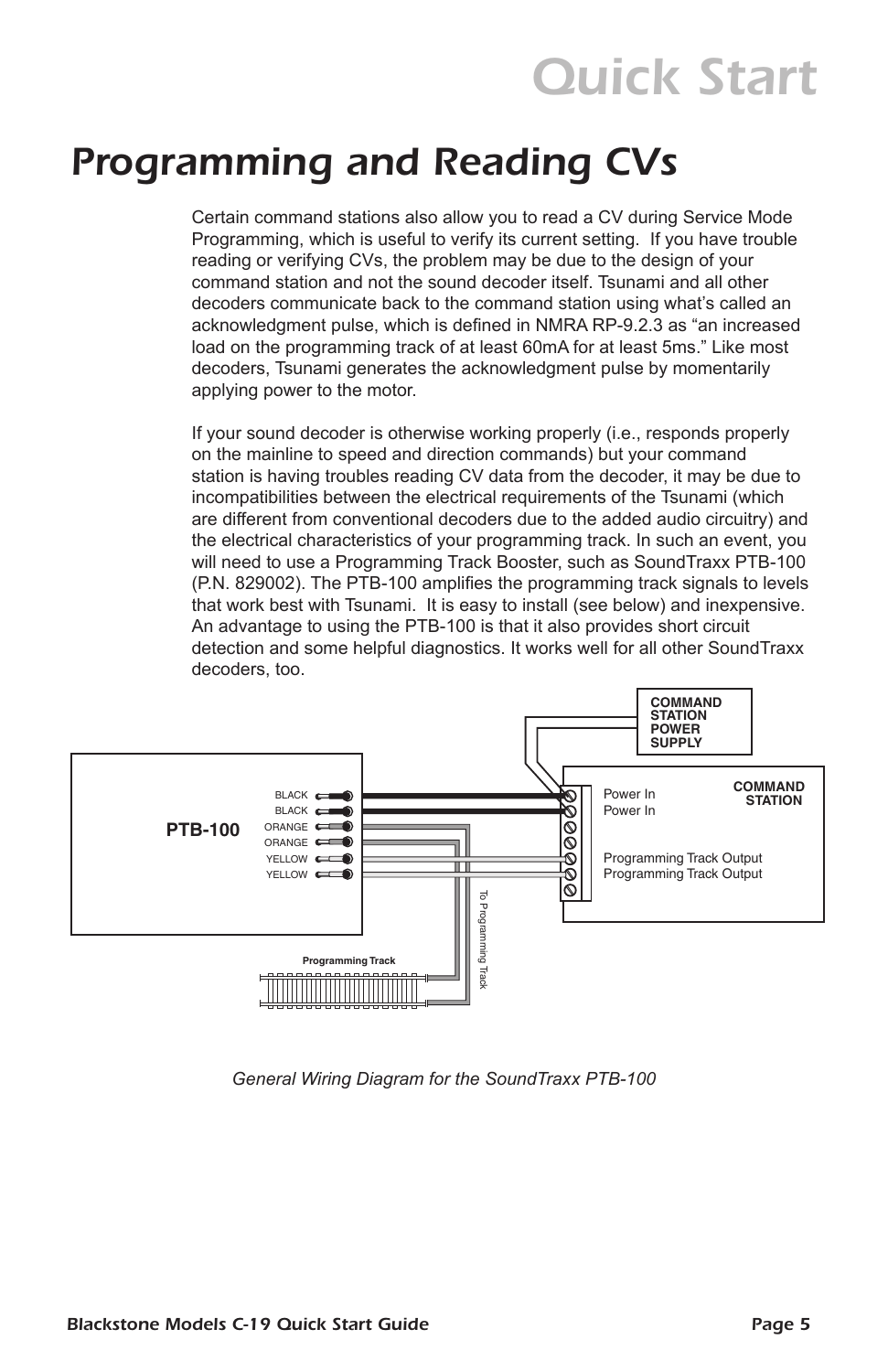# Quick Start

## Programming and Reading CVs

Certain command stations also allow you to read a CV during Service Mode Programming, which is useful to verify its current setting. If you have trouble reading or verifying CVs, the problem may be due to the design of your command station and not the sound decoder itself. Tsunami and all other decoders communicate back to the command station using what's called an acknowledgment pulse, which is defined in NMRA RP-9.2.3 as "an increased load on the programming track of at least 60mA for at least 5ms." Like most decoders, Tsunami generates the acknowledgment pulse by momentarily applying power to the motor.

If your sound decoder is otherwise working properly (i.e., responds properly on the mainline to speed and direction commands) but your command station is having troubles reading CV data from the decoder, it may be due to incompatibilities between the electrical requirements of the Tsunami (which are different from conventional decoders due to the added audio circuitry) and the electrical characteristics of your programming track. In such an event, you will need to use a Programming Track Booster, such as SoundTraxx PTB-100 (P.N. 829002). The PTB-100 amplifies the programming track signals to levels that work best with Tsunami. It is easy to install (see below) and inexpensive. An advantage to using the PTB-100 is that it also provides short circuit detection and some helpful diagnostics. It works well for all other SoundTraxx decoders, too.

*General Wiring Diagram for the SoundTraxx PTB-100*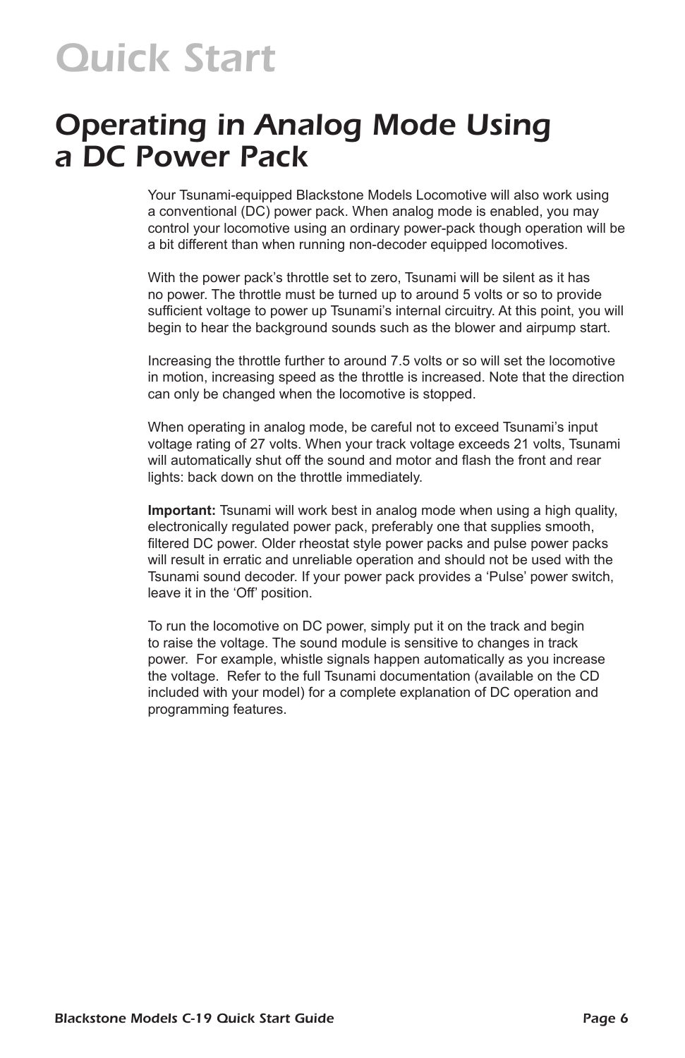# Quick Start

## Operating in Analog Mode Using a DC Power Pack

Your Tsunami-equipped Blackstone Models Locomotive will also work using a conventional (DC) power pack. When analog mode is enabled, you may control your locomotive using an ordinary power-pack though operation will be a bit different than when running non-decoder equipped locomotives.

With the power pack's throttle set to zero, Tsunami will be silent as it has no power. The throttle must be turned up to around 5 volts or so to provide sufficient voltage to power up Tsunami's internal circuitry. At this point, you will begin to hear the background sounds such as the blower and airpump start.

Increasing the throttle further to around 7.5 volts or so will set the locomotive in motion, increasing speed as the throttle is increased. Note that the direction can only be changed when the locomotive is stopped.

When operating in analog mode, be careful not to exceed Tsunami's input voltage rating of 27 volts. When your track voltage exceeds 21 volts, Tsunami will automatically shut off the sound and motor and flash the front and rear lights: back down on the throttle immediately.

**Important:** Tsunami will work best in analog mode when using a high quality, electronically regulated power pack, preferably one that supplies smooth, filtered DC power. Older rheostat style power packs and pulse power packs will result in erratic and unreliable operation and should not be used with the Tsunami sound decoder. If your power pack provides a 'Pulse' power switch, leave it in the 'Off' position.

To run the locomotive on DC power, simply put it on the track and begin to raise the voltage. The sound module is sensitive to changes in track power. For example, whistle signals happen automatically as you increase the voltage. Refer to the full Tsunami documentation (available on the CD included with your model) for a complete explanation of DC operation and programming features.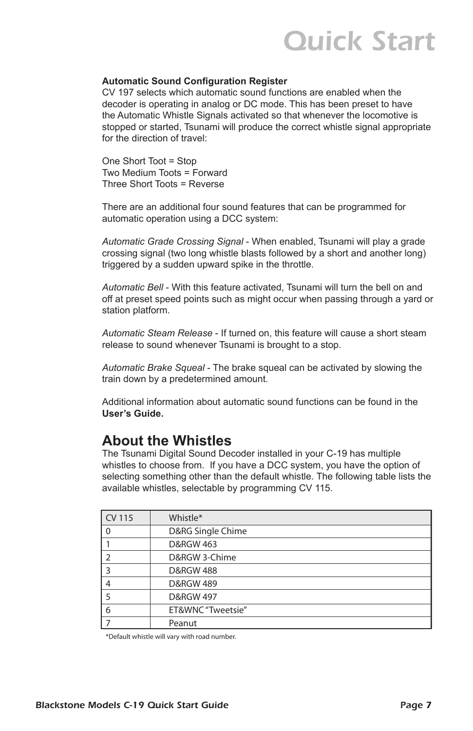# Quick Start

**Automatic Sound Configuration Register**
CV 197 selects which automatic sound functions are enabled when the decoder is operating in analog or DC mode. This has been preset to have the Automatic Whistle Signals activated so that whenever the locomotive is stopped or started, Tsunami will produce the correct whistle signal appropriate for the direction of travel:

One Short Toot = Stop
Two Medium Toots = Forward
Three Short Toots = Reverse

There are an additional four sound features that can be programmed for automatic operation using a DCC system:

*Automatic Grade Crossing Signal* - When enabled, Tsunami will play a grade crossing signal (two long whistle blasts followed by a short and another long) triggered by a sudden upward spike in the throttle.

*Automatic Bell* - With this feature activated, Tsunami will turn the bell on and off at preset speed points such as might occur when passing through a yard or station platform.

*Automatic Steam Release* - If turned on, this feature will cause a short steam release to sound whenever Tsunami is brought to a stop.

*Automatic Brake Squeal* - The brake squeal can be activated by slowing the train down by a predetermined amount.

Additional information about automatic sound functions can be found in the **User's Guide.**

## About the Whistles

The Tsunami Digital Sound Decoder installed in your C-19 has multiple whistles to choose from. If you have a DCC system, you have the option of selecting something other than the default whistle. The following table lists the available whistles, selectable by programming CV 115.

| CV 115 | Whistle* |
|---|---|
| 0 | D&RG Single Chime |
| 1 | D&RGW 463 |
| 2 | D&RGW 3-Chime |
| 3 | D&RGW 488 |
| 4 | D&RGW 489 |
| 5 | D&RGW 497 |
| 6 | ET&WNC "Tweetsie" |
| 7 | Peanut |

*Default whistle will vary with road number.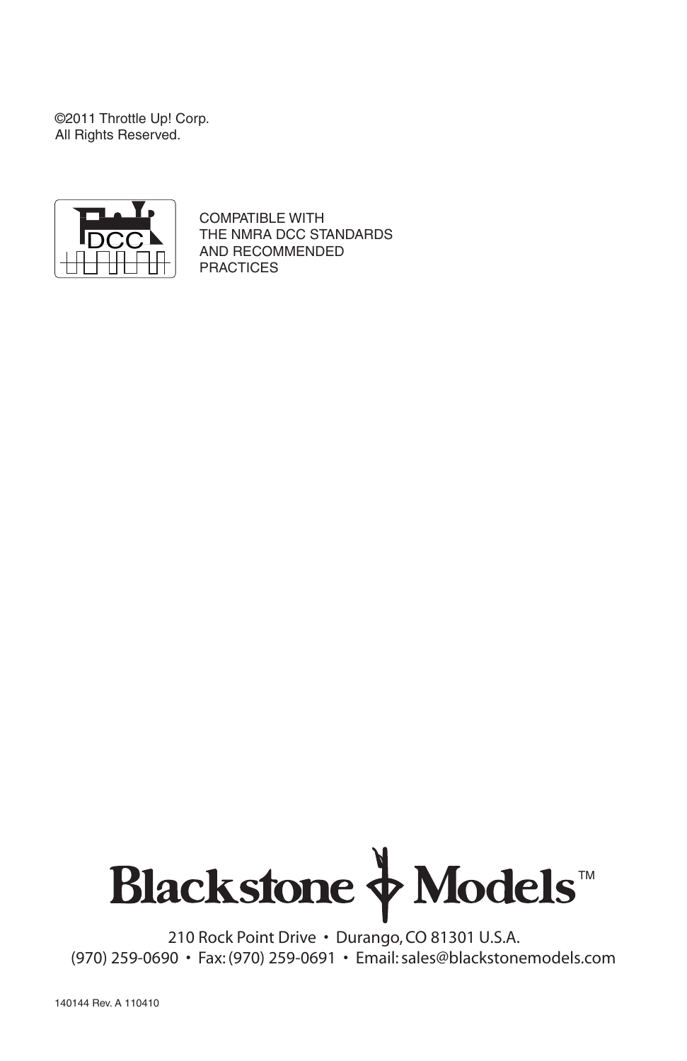©2011 Throttle Up! Corp.
All Rights Reserved.

DCC

COMPATIBLE WITH
THE NMRA DCC STANDARDS
AND RECOMMENDED
PRACTICES

Blackstone Models™

210 Rock Point Drive • Durango, CO 81301 U.S.A.
(970) 259-0690 • Fax: (970) 259-0691 • Email: sales@blackstonemodels.com

140144 Rev. A 110410